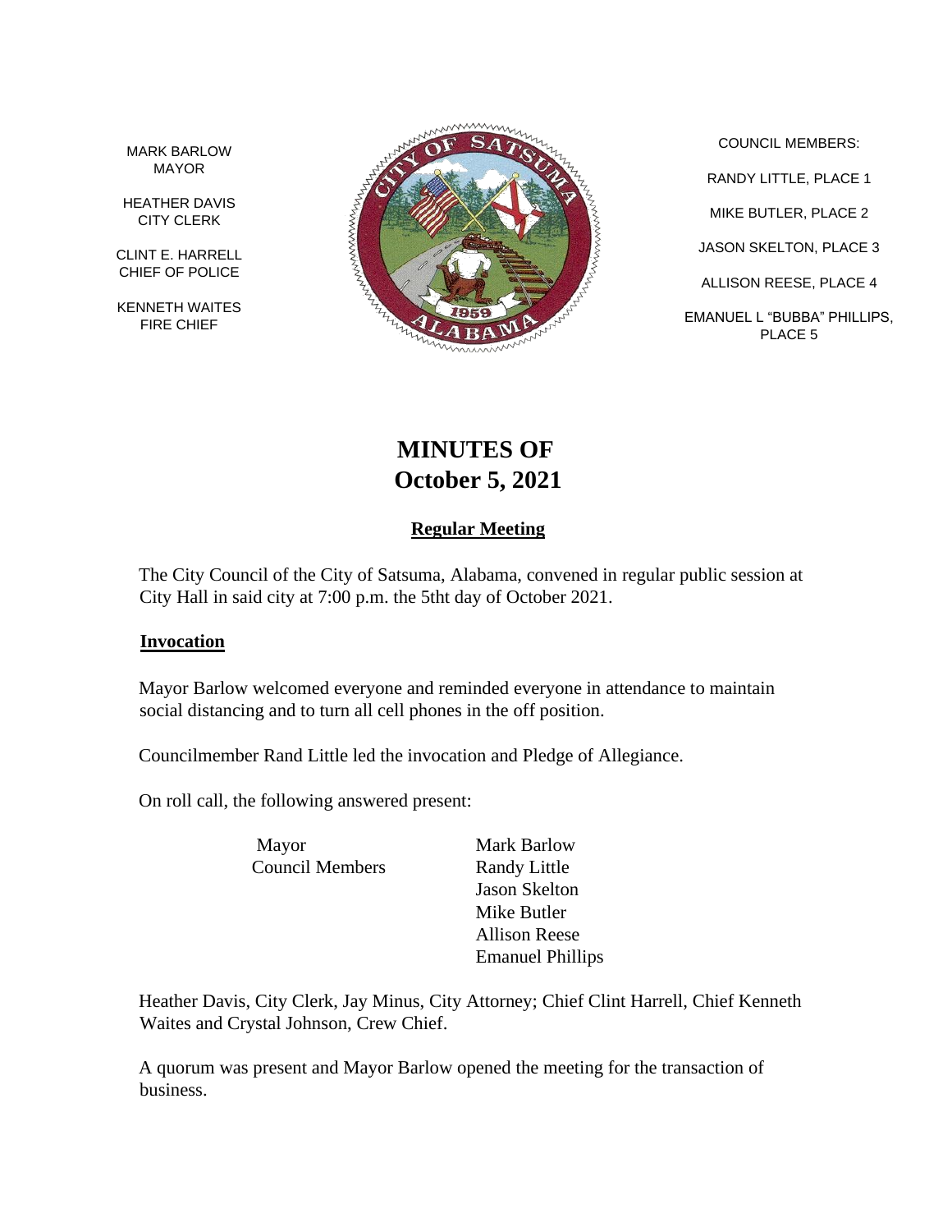MARK BARLOW
MAYOR

HEATHER DAVIS
CITY CLERK

CLINT E. HARRELL
CHIEF OF POLICE

KENNETH WAITES
FIRE CHIEF

COUNCIL MEMBERS:

RANDY LITTLE, PLACE 1

MIKE BUTLER, PLACE 2

JASON SKELTON, PLACE 3

ALLISON REESE, PLACE 4

EMANUEL L "BUBBA" PHILLIPS, PLACE 5

# MINUTES OF
# October 5, 2021

## Regular Meeting

The City Council of the City of Satsuma, Alabama, convened in regular public session at City Hall in said city at 7:00 p.m. the 5tht day of October 2021.

### Invocation

Mayor Barlow welcomed everyone and reminded everyone in attendance to maintain social distancing and to turn all cell phones in the off position.

Councilmember Rand Little led the invocation and Pledge of Allegiance.

On roll call, the following answered present:

| | |
|---|---|
| Mayor | Mark Barlow |
| Council Members | Randy Little |
| | Jason Skelton |
| | Mike Butler |
| | Allison Reese |
| | Emanuel Phillips |

Heather Davis, City Clerk, Jay Minus, City Attorney; Chief Clint Harrell, Chief Kenneth Waites and Crystal Johnson, Crew Chief.

A quorum was present and Mayor Barlow opened the meeting for the transaction of business.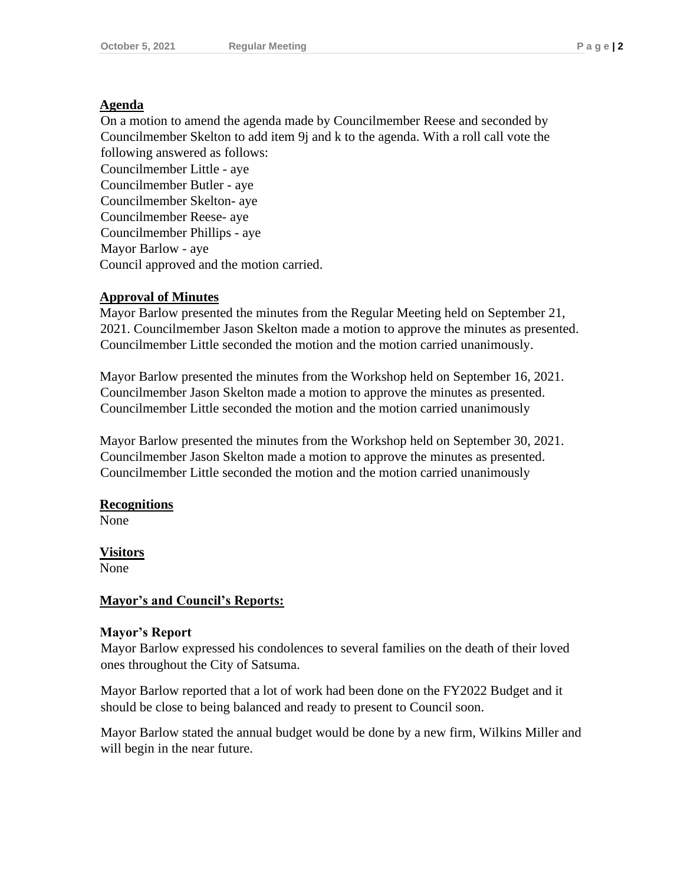## Agenda

On a motion to amend the agenda made by Councilmember Reese and seconded by Councilmember Skelton to add item 9j and k to the agenda. With a roll call vote the following answered as follows:
Councilmember Little - aye
Councilmember Butler - aye
Councilmember Skelton- aye
Councilmember Reese- aye
Councilmember Phillips - aye
Mayor Barlow - aye
Council approved and the motion carried.

## Approval of Minutes

Mayor Barlow presented the minutes from the Regular Meeting held on September 21, 2021. Councilmember Jason Skelton made a motion to approve the minutes as presented. Councilmember Little seconded the motion and the motion carried unanimously.

Mayor Barlow presented the minutes from the Workshop held on September 16, 2021. Councilmember Jason Skelton made a motion to approve the minutes as presented. Councilmember Little seconded the motion and the motion carried unanimously

Mayor Barlow presented the minutes from the Workshop held on September 30, 2021. Councilmember Jason Skelton made a motion to approve the minutes as presented. Councilmember Little seconded the motion and the motion carried unanimously

## Recognitions

None

## Visitors

None

## Mayor's and Council's Reports:

### Mayor's Report

Mayor Barlow expressed his condolences to several families on the death of their loved ones throughout the City of Satsuma.

Mayor Barlow reported that a lot of work had been done on the FY2022 Budget and it should be close to being balanced and ready to present to Council soon.

Mayor Barlow stated the annual budget would be done by a new firm, Wilkins Miller and will begin in the near future.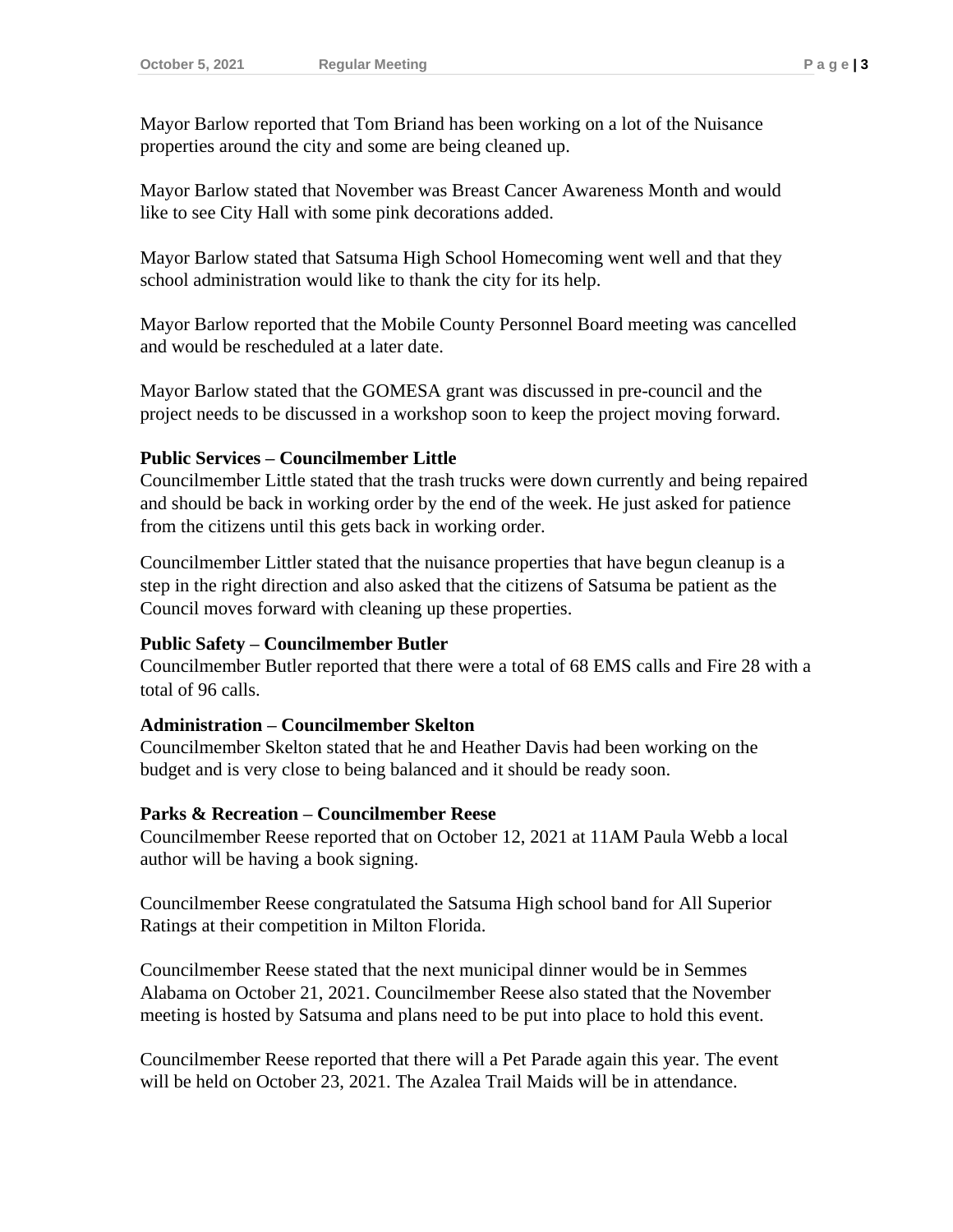Mayor Barlow reported that Tom Briand has been working on a lot of the Nuisance properties around the city and some are being cleaned up.

Mayor Barlow stated that November was Breast Cancer Awareness Month and would like to see City Hall with some pink decorations added.

Mayor Barlow stated that Satsuma High School Homecoming went well and that they school administration would like to thank the city for its help.

Mayor Barlow reported that the Mobile County Personnel Board meeting was cancelled and would be rescheduled at a later date.

Mayor Barlow stated that the GOMESA grant was discussed in pre-council and the project needs to be discussed in a workshop soon to keep the project moving forward.

**Public Services – Councilmember Little**

Councilmember Little stated that the trash trucks were down currently and being repaired and should be back in working order by the end of the week. He just asked for patience from the citizens until this gets back in working order.

Councilmember Littler stated that the nuisance properties that have begun cleanup is a step in the right direction and also asked that the citizens of Satsuma be patient as the Council moves forward with cleaning up these properties.

**Public Safety – Councilmember Butler**

Councilmember Butler reported that there were a total of 68 EMS calls and Fire 28 with a total of 96 calls.

**Administration – Councilmember Skelton**

Councilmember Skelton stated that he and Heather Davis had been working on the budget and is very close to being balanced and it should be ready soon.

**Parks & Recreation – Councilmember Reese**

Councilmember Reese reported that on October 12, 2021 at 11AM Paula Webb a local author will be having a book signing.

Councilmember Reese congratulated the Satsuma High school band for All Superior Ratings at their competition in Milton Florida.

Councilmember Reese stated that the next municipal dinner would be in Semmes Alabama on October 21, 2021. Councilmember Reese also stated that the November meeting is hosted by Satsuma and plans need to be put into place to hold this event.

Councilmember Reese reported that there will a Pet Parade again this year. The event will be held on October 23, 2021. The Azalea Trail Maids will be in attendance.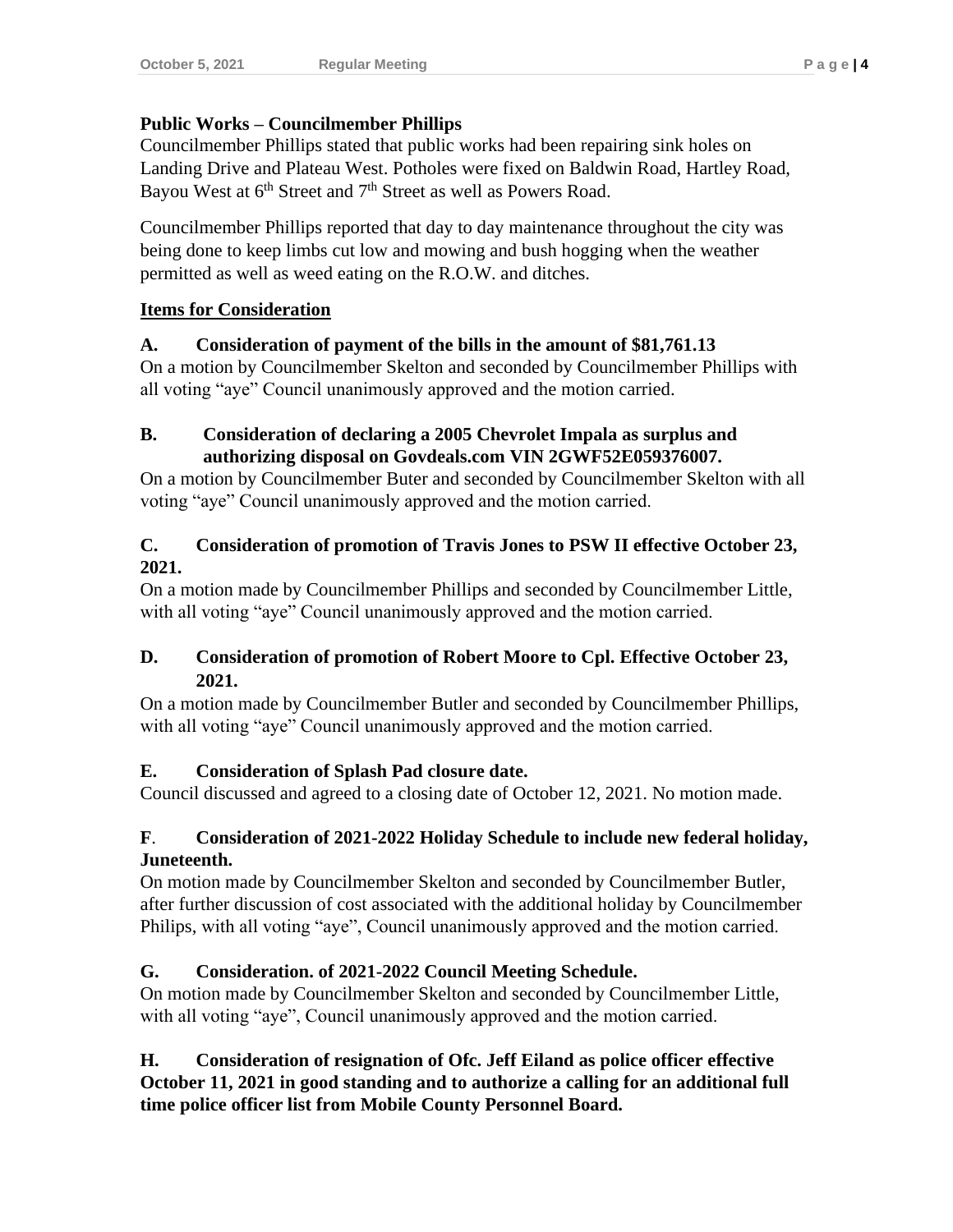**Public Works – Councilmember Phillips**

Councilmember Phillips stated that public works had been repairing sink holes on Landing Drive and Plateau West. Potholes were fixed on Baldwin Road, Hartley Road, Bayou West at 6th Street and 7th Street as well as Powers Road.

Councilmember Phillips reported that day to day maintenance throughout the city was being done to keep limbs cut low and mowing and bush hogging when the weather permitted as well as weed eating on the R.O.W. and ditches.

**Items for Consideration**

**A. Consideration of payment of the bills in the amount of $81,761.13**

On a motion by Councilmember Skelton and seconded by Councilmember Phillips with all voting "aye" Council unanimously approved and the motion carried.

**B. Consideration of declaring a 2005 Chevrolet Impala as surplus and authorizing disposal on Govdeals.com VIN 2GWF52E059376007.**

On a motion by Councilmember Buter and seconded by Councilmember Skelton with all voting "aye" Council unanimously approved and the motion carried.

**C. Consideration of promotion of Travis Jones to PSW II effective October 23, 2021.**

On a motion made by Councilmember Phillips and seconded by Councilmember Little, with all voting "aye" Council unanimously approved and the motion carried.

**D. Consideration of promotion of Robert Moore to Cpl. Effective October 23, 2021.**

On a motion made by Councilmember Butler and seconded by Councilmember Phillips, with all voting "aye" Council unanimously approved and the motion carried.

**E. Consideration of Splash Pad closure date.**

Council discussed and agreed to a closing date of October 12, 2021. No motion made.

**F. Consideration of 2021-2022 Holiday Schedule to include new federal holiday, Juneteenth.**

On motion made by Councilmember Skelton and seconded by Councilmember Butler, after further discussion of cost associated with the additional holiday by Councilmember Philips, with all voting "aye", Council unanimously approved and the motion carried.

**G. Consideration. of 2021-2022 Council Meeting Schedule.**

On motion made by Councilmember Skelton and seconded by Councilmember Little, with all voting "aye", Council unanimously approved and the motion carried.

**H. Consideration of resignation of Ofc. Jeff Eiland as police officer effective October 11, 2021 in good standing and to authorize a calling for an additional full time police officer list from Mobile County Personnel Board.**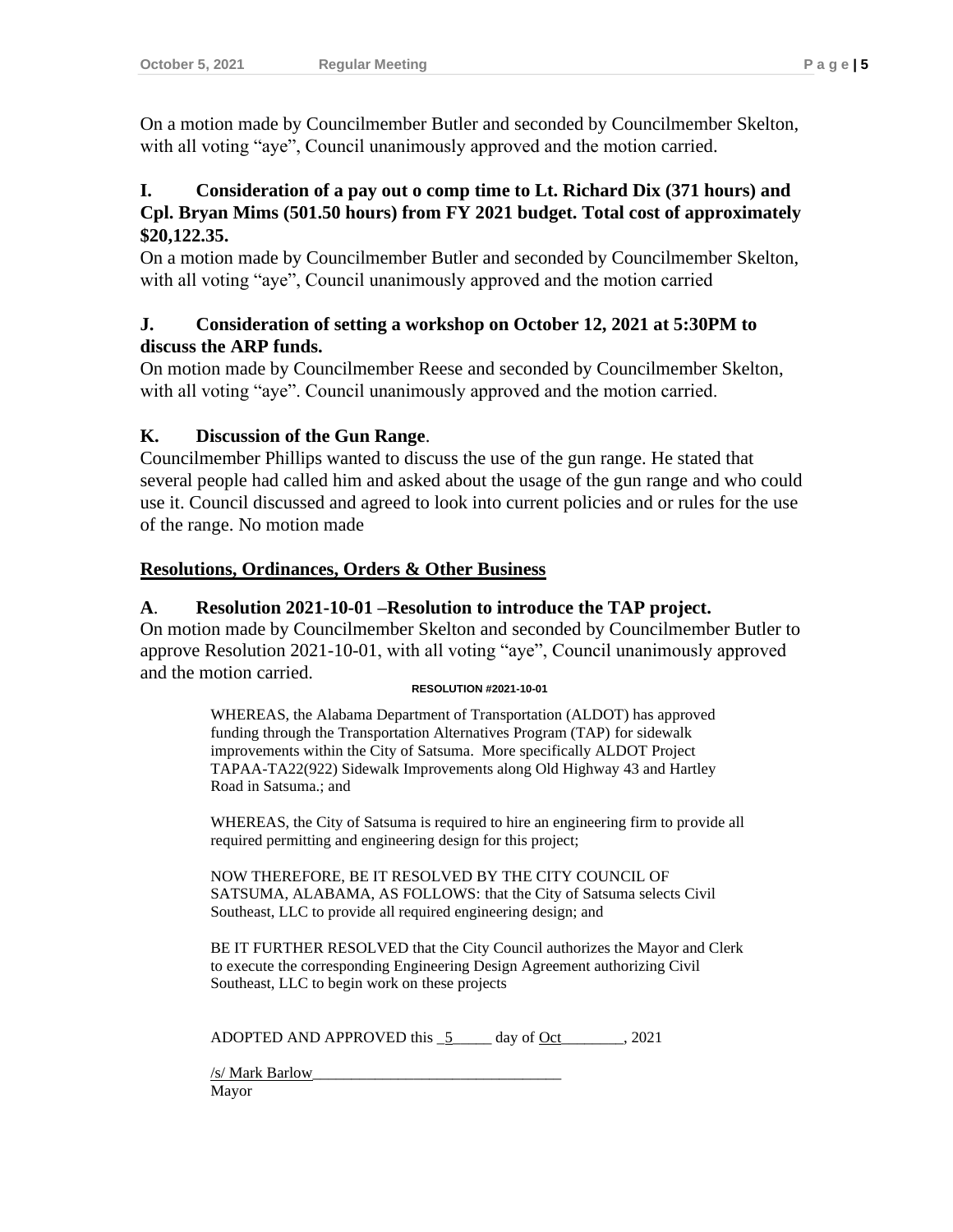On a motion made by Councilmember Butler and seconded by Councilmember Skelton, with all voting "aye", Council unanimously approved and the motion carried.

**I. Consideration of a pay out o comp time to Lt. Richard Dix (371 hours) and Cpl. Bryan Mims (501.50 hours) from FY 2021 budget. Total cost of approximately $20,122.35.**

On a motion made by Councilmember Butler and seconded by Councilmember Skelton, with all voting "aye", Council unanimously approved and the motion carried

**J. Consideration of setting a workshop on October 12, 2021 at 5:30PM to discuss the ARP funds.**

On motion made by Councilmember Reese and seconded by Councilmember Skelton, with all voting "aye". Council unanimously approved and the motion carried.

**K. Discussion of the Gun Range**.

Councilmember Phillips wanted to discuss the use of the gun range. He stated that several people had called him and asked about the usage of the gun range and who could use it. Council discussed and agreed to look into current policies and or rules for the use of the range. No motion made

**Resolutions, Ordinances, Orders & Other Business**

**A. Resolution 2021-10-01 –Resolution to introduce the TAP project.**

On motion made by Councilmember Skelton and seconded by Councilmember Butler to approve Resolution 2021-10-01, with all voting "aye", Council unanimously approved and the motion carried.

**RESOLUTION #2021-10-01**

WHEREAS, the Alabama Department of Transportation (ALDOT) has approved funding through the Transportation Alternatives Program (TAP) for sidewalk improvements within the City of Satsuma. More specifically ALDOT Project TAPAA-TA22(922) Sidewalk Improvements along Old Highway 43 and Hartley Road in Satsuma.; and

WHEREAS, the City of Satsuma is required to hire an engineering firm to provide all required permitting and engineering design for this project;

NOW THEREFORE, BE IT RESOLVED BY THE CITY COUNCIL OF SATSUMA, ALABAMA, AS FOLLOWS: that the City of Satsuma selects Civil Southeast, LLC to provide all required engineering design; and

BE IT FURTHER RESOLVED that the City Council authorizes the Mayor and Clerk to execute the corresponding Engineering Design Agreement authorizing Civil Southeast, LLC to begin work on these projects

ADOPTED AND APPROVED this _5_____ day of Oct________, 2021

/s/ Mark Barlow_______________________________
Mayor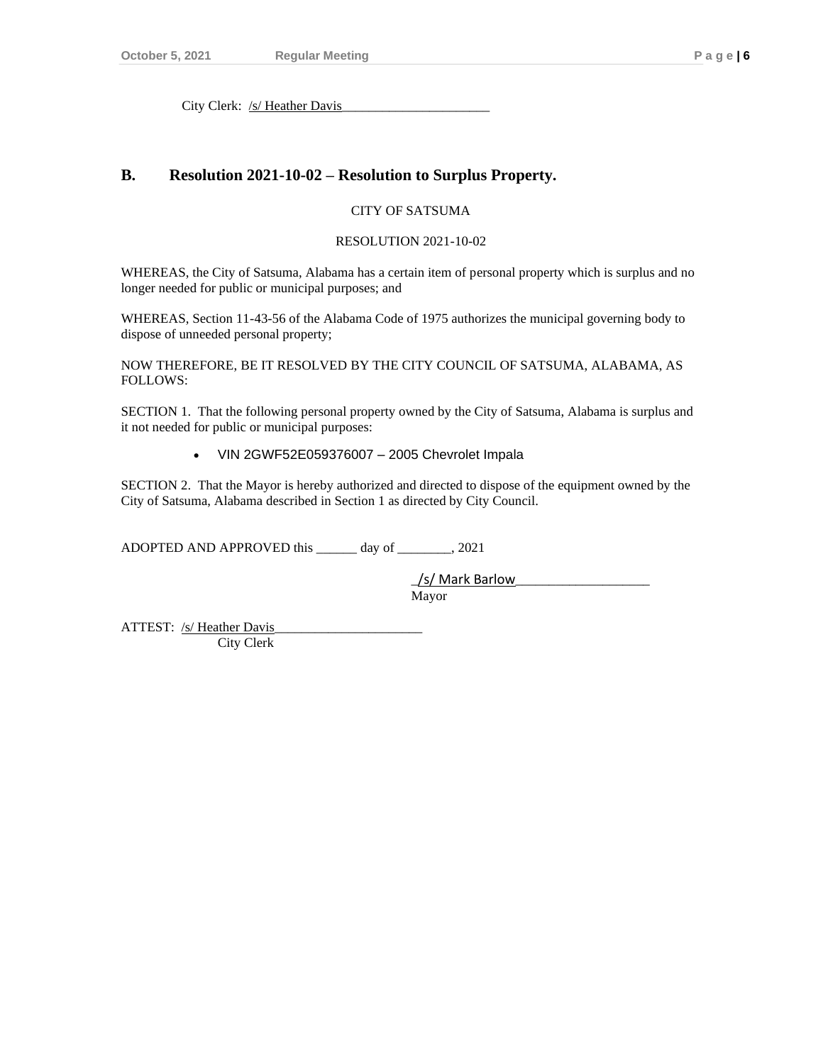City Clerk: /s/ Heather Davis______________________

## B. Resolution 2021-10-02 – Resolution to Surplus Property.

CITY OF SATSUMA

RESOLUTION 2021-10-02

WHEREAS, the City of Satsuma, Alabama has a certain item of personal property which is surplus and no longer needed for public or municipal purposes; and

WHEREAS, Section 11-43-56 of the Alabama Code of 1975 authorizes the municipal governing body to dispose of unneeded personal property;

NOW THEREFORE, BE IT RESOLVED BY THE CITY COUNCIL OF SATSUMA, ALABAMA, AS FOLLOWS:

SECTION 1. That the following personal property owned by the City of Satsuma, Alabama is surplus and it not needed for public or municipal purposes:

- VIN 2GWF52E059376007 – 2005 Chevrolet Impala

SECTION 2. That the Mayor is hereby authorized and directed to dispose of the equipment owned by the City of Satsuma, Alabama described in Section 1 as directed by City Council.

ADOPTED AND APPROVED this ______ day of ________, 2021

_/s/ Mark Barlow____________________
Mayor

ATTEST: /s/ Heather Davis______________________
City Clerk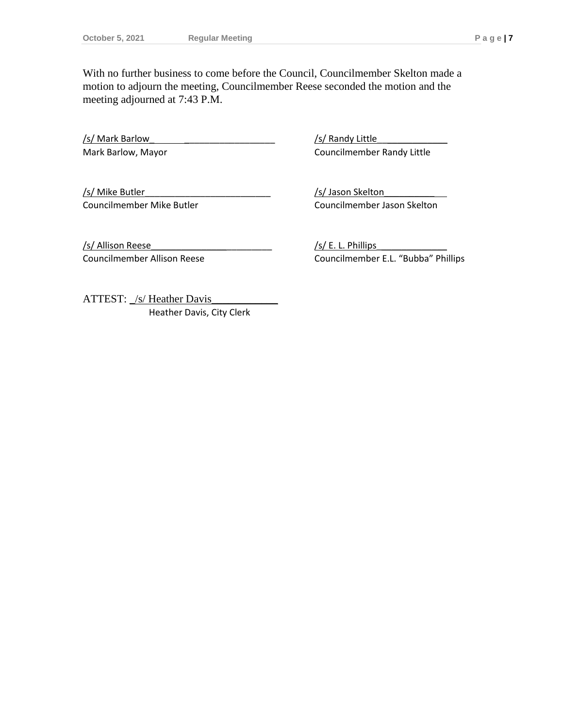With no further business to come before the Council, Councilmember Skelton made a motion to adjourn the meeting, Councilmember Reese seconded the motion and the meeting adjourned at 7:43 P.M.

/s/ Mark Barlow
Mark Barlow, Mayor

/s/ Randy Little
Councilmember Randy Little

/s/ Mike Butler
Councilmember Mike Butler

/s/ Jason Skelton
Councilmember Jason Skelton

/s/ Allison Reese
Councilmember Allison Reese

/s/ E. L. Phillips
Councilmember E.L. "Bubba" Phillips

ATTEST: /s/ Heather Davis
Heather Davis, City Clerk